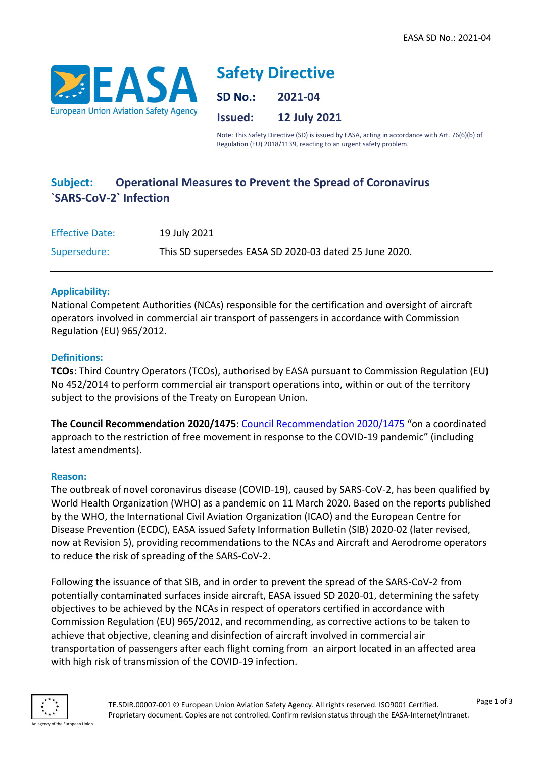EASA SD No.: 2021-04

# Safety Directive

**SD No.:** 2021-04

**Issued:** 12 July 2021

Note: This Safety Directive (SD) is issued by EASA, acting in accordance with Art. 76(6)(b) of Regulation (EU) 2018/1139, reacting to an urgent safety problem.

## Subject: Operational Measures to Prevent the Spread of Coronavirus `SARS-CoV-2` Infection

| | |
|---|---|
| Effective Date: | 19 July 2021 |
| Supersedure: | This SD supersedes EASA SD 2020-03 dated 25 June 2020. |

### Applicability:

National Competent Authorities (NCAs) responsible for the certification and oversight of aircraft operators involved in commercial air transport of passengers in accordance with Commission Regulation (EU) 965/2012.

### Definitions:

**TCOs**: Third Country Operators (TCOs), authorised by EASA pursuant to Commission Regulation (EU) No 452/2014 to perform commercial air transport operations into, within or out of the territory subject to the provisions of the Treaty on European Union.

**The Council Recommendation 2020/1475**: Council Recommendation 2020/1475 "on a coordinated approach to the restriction of free movement in response to the COVID-19 pandemic" (including latest amendments).

### Reason:

The outbreak of novel coronavirus disease (COVID-19), caused by SARS-CoV-2, has been qualified by World Health Organization (WHO) as a pandemic on 11 March 2020. Based on the reports published by the WHO, the International Civil Aviation Organization (ICAO) and the European Centre for Disease Prevention (ECDC), EASA issued Safety Information Bulletin (SIB) 2020-02 (later revised, now at Revision 5), providing recommendations to the NCAs and Aircraft and Aerodrome operators to reduce the risk of spreading of the SARS-CoV-2.

Following the issuance of that SIB, and in order to prevent the spread of the SARS-CoV-2 from potentially contaminated surfaces inside aircraft, EASA issued SD 2020-01, determining the safety objectives to be achieved by the NCAs in respect of operators certified in accordance with Commission Regulation (EU) 965/2012, and recommending, as corrective actions to be taken to achieve that objective, cleaning and disinfection of aircraft involved in commercial air transportation of passengers after each flight coming from an airport located in an affected area with high risk of transmission of the COVID-19 infection.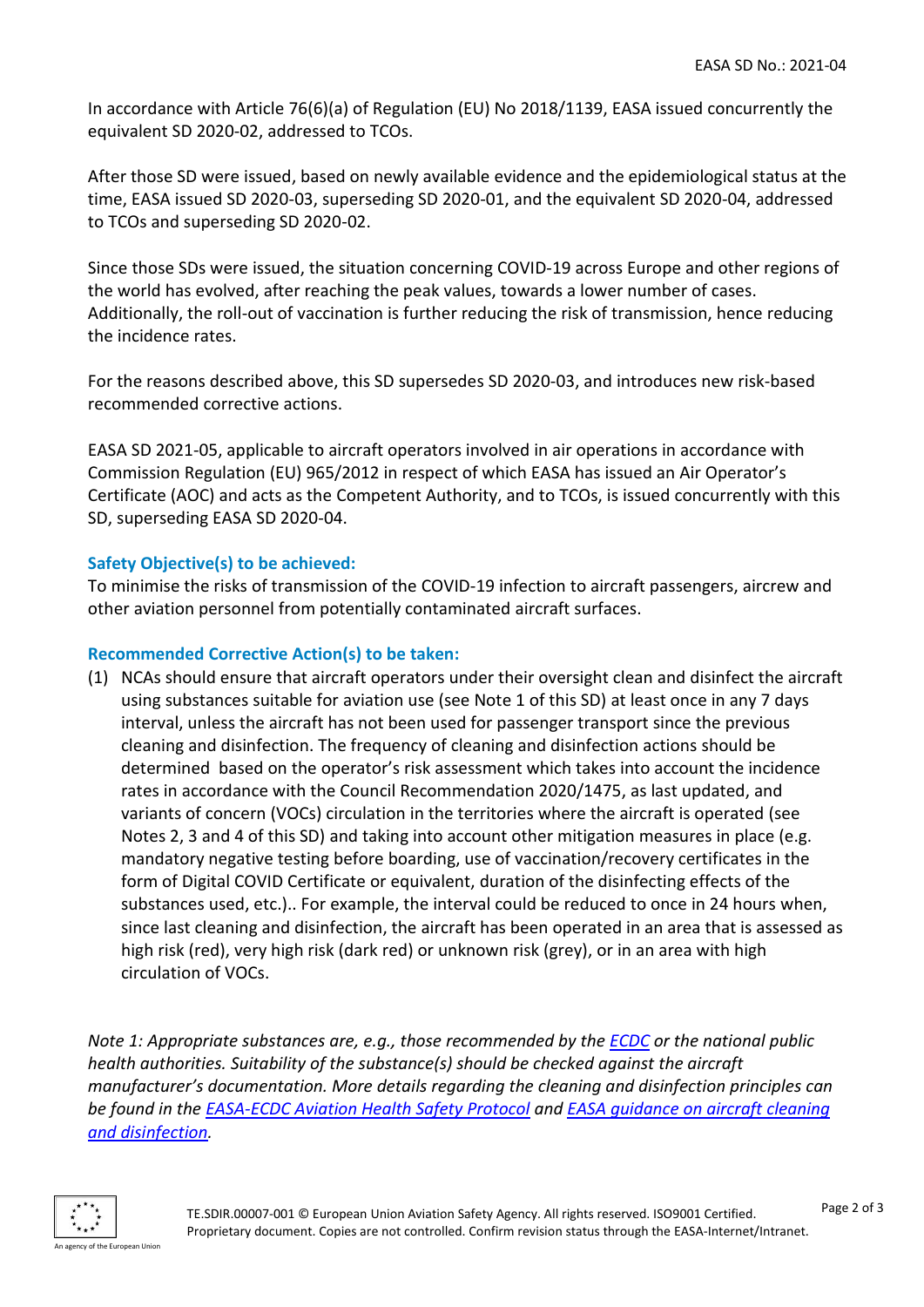In accordance with Article 76(6)(a) of Regulation (EU) No 2018/1139, EASA issued concurrently the equivalent SD 2020-02, addressed to TCOs.

After those SD were issued, based on newly available evidence and the epidemiological status at the time, EASA issued SD 2020-03, superseding SD 2020-01, and the equivalent SD 2020-04, addressed to TCOs and superseding SD 2020-02.

Since those SDs were issued, the situation concerning COVID-19 across Europe and other regions of the world has evolved, after reaching the peak values, towards a lower number of cases. Additionally, the roll-out of vaccination is further reducing the risk of transmission, hence reducing the incidence rates.

For the reasons described above, this SD supersedes SD 2020-03, and introduces new risk-based recommended corrective actions.

EASA SD 2021-05, applicable to aircraft operators involved in air operations in accordance with Commission Regulation (EU) 965/2012 in respect of which EASA has issued an Air Operator's Certificate (AOC) and acts as the Competent Authority, and to TCOs, is issued concurrently with this SD, superseding EASA SD 2020-04.

### Safety Objective(s) to be achieved:

To minimise the risks of transmission of the COVID-19 infection to aircraft passengers, aircrew and other aviation personnel from potentially contaminated aircraft surfaces.

### Recommended Corrective Action(s) to be taken:

(1) NCAs should ensure that aircraft operators under their oversight clean and disinfect the aircraft using substances suitable for aviation use (see Note 1 of this SD) at least once in any 7 days interval, unless the aircraft has not been used for passenger transport since the previous cleaning and disinfection. The frequency of cleaning and disinfection actions should be determined based on the operator's risk assessment which takes into account the incidence rates in accordance with the Council Recommendation 2020/1475, as last updated, and variants of concern (VOCs) circulation in the territories where the aircraft is operated (see Notes 2, 3 and 4 of this SD) and taking into account other mitigation measures in place (e.g. mandatory negative testing before boarding, use of vaccination/recovery certificates in the form of Digital COVID Certificate or equivalent, duration of the disinfecting effects of the substances used, etc.).. For example, the interval could be reduced to once in 24 hours when, since last cleaning and disinfection, the aircraft has been operated in an area that is assessed as high risk (red), very high risk (dark red) or unknown risk (grey), or in an area with high circulation of VOCs.

*Note 1: Appropriate substances are, e.g., those recommended by the ECDC or the national public health authorities. Suitability of the substance(s) should be checked against the aircraft manufacturer's documentation. More details regarding the cleaning and disinfection principles can be found in the EASA-ECDC Aviation Health Safety Protocol and EASA guidance on aircraft cleaning and disinfection.*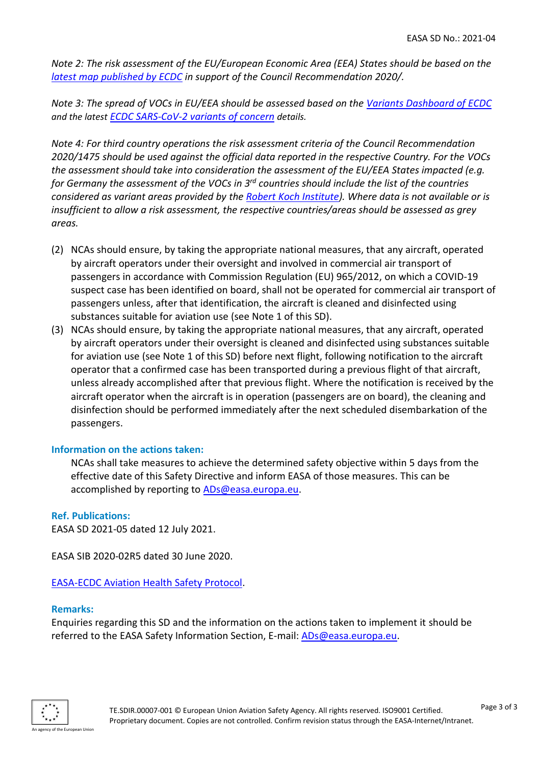*Note 2: The risk assessment of the EU/European Economic Area (EEA) States should be based on the [latest map published by ECDC](#) in support of the Council Recommendation 2020/.*

*Note 3: The spread of VOCs in EU/EEA should be assessed based on the [Variants Dashboard of ECDC](#) and the latest [ECDC SARS-CoV-2 variants of concern](#) details.*

*Note 4: For third country operations the risk assessment criteria of the Council Recommendation 2020/1475 should be used against the official data reported in the respective Country. For the VOCs the assessment should take into consideration the assessment of the EU/EEA States impacted (e.g. for Germany the assessment of the VOCs in 3rd countries should include the list of the countries considered as variant areas provided by the [Robert Koch Institute](#)). Where data is not available or is insufficient to allow a risk assessment, the respective countries/areas should be assessed as grey areas.*

(2) NCAs should ensure, by taking the appropriate national measures, that any aircraft, operated by aircraft operators under their oversight and involved in commercial air transport of passengers in accordance with Commission Regulation (EU) 965/2012, on which a COVID-19 suspect case has been identified on board, shall not be operated for commercial air transport of passengers unless, after that identification, the aircraft is cleaned and disinfected using substances suitable for aviation use (see Note 1 of this SD).

(3) NCAs should ensure, by taking the appropriate national measures, that any aircraft, operated by aircraft operators under their oversight is cleaned and disinfected using substances suitable for aviation use (see Note 1 of this SD) before next flight, following notification to the aircraft operator that a confirmed case has been transported during a previous flight of that aircraft, unless already accomplished after that previous flight. Where the notification is received by the aircraft operator when the aircraft is in operation (passengers are on board), the cleaning and disinfection should be performed immediately after the next scheduled disembarkation of the passengers.

### Information on the actions taken:

NCAs shall take measures to achieve the determined safety objective within 5 days from the effective date of this Safety Directive and inform EASA of those measures. This can be accomplished by reporting to ADs@easa.europa.eu.

### Ref. Publications:

EASA SD 2021-05 dated 12 July 2021.

EASA SIB 2020-02R5 dated 30 June 2020.

[EASA-ECDC Aviation Health Safety Protocol](#).

### Remarks:

Enquiries regarding this SD and the information on the actions taken to implement it should be referred to the EASA Safety Information Section, E-mail: ADs@easa.europa.eu.